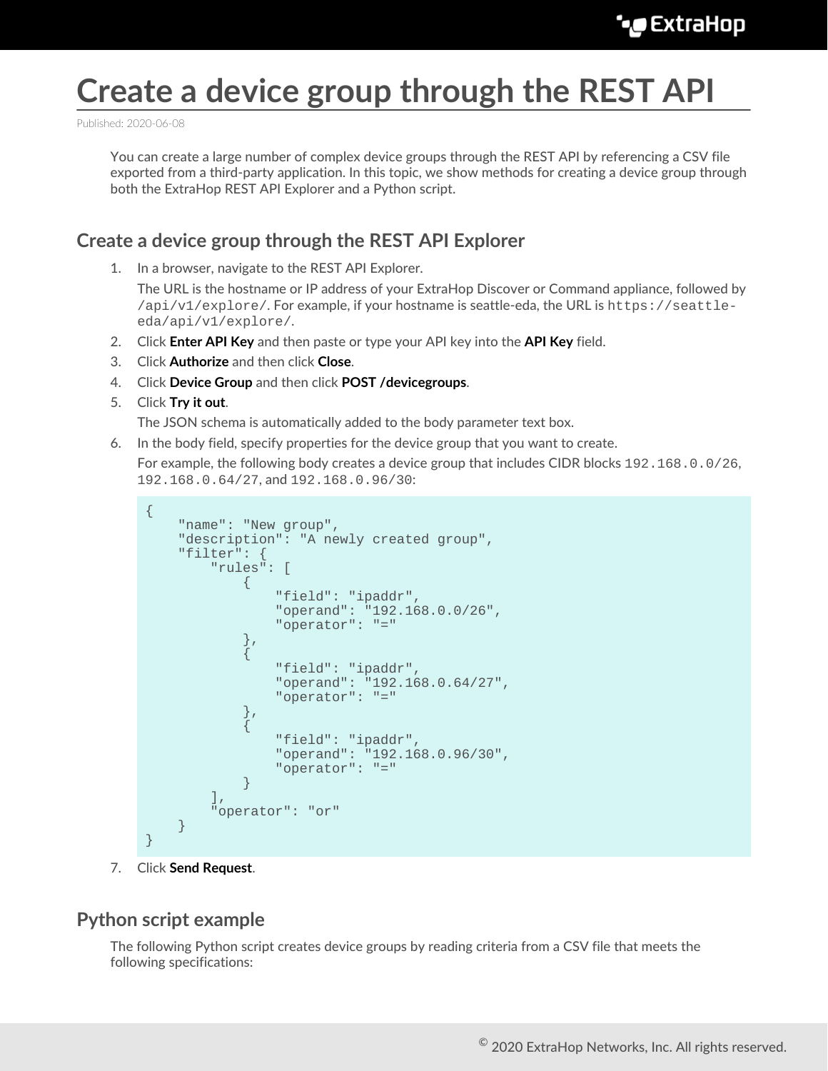# Create a device group through the REST API

Published: 2020-06-08

You can create a large number of complex device groups through the REST API by referencing a CSV file exported from a third-party application. In this topic, we show methods for creating a device group through both the ExtraHop REST API Explorer and a Python script.

## Create a device group through the REST API Explorer

1. In a browser, navigate to the REST API Explorer.

   The URL is the hostname or IP address of your ExtraHop Discover or Command appliance, followed by `/api/v1/explore/`. For example, if your hostname is seattle-eda, the URL is `https://seattle-eda/api/v1/explore/`.
2. Click **Enter API Key** and then paste or type your API key into the **API Key** field.
3. Click **Authorize** and then click **Close**.
4. Click **Device Group** and then click **POST /devicegroups**.
5. Click **Try it out**.

   The JSON schema is automatically added to the body parameter text box.
6. In the body field, specify properties for the device group that you want to create.

   For example, the following body creates a device group that includes CIDR blocks `192.168.0.0/26`, `192.168.0.64/27`, and `192.168.0.96/30`:

```
{
    "name": "New group",
    "description": "A newly created group",
    "filter": {
        "rules": [
            {
                "field": "ipaddr",
                "operand": "192.168.0.0/26",
                "operator": "="
            },
            {
                "field": "ipaddr",
                "operand": "192.168.0.64/27",
                "operator": "="
            },
            {
                "field": "ipaddr",
                "operand": "192.168.0.96/30",
                "operator": "="
            }
        ],
        "operator": "or"
    }
}
```

7. Click **Send Request**.

## Python script example

The following Python script creates device groups by reading criteria from a CSV file that meets the following specifications: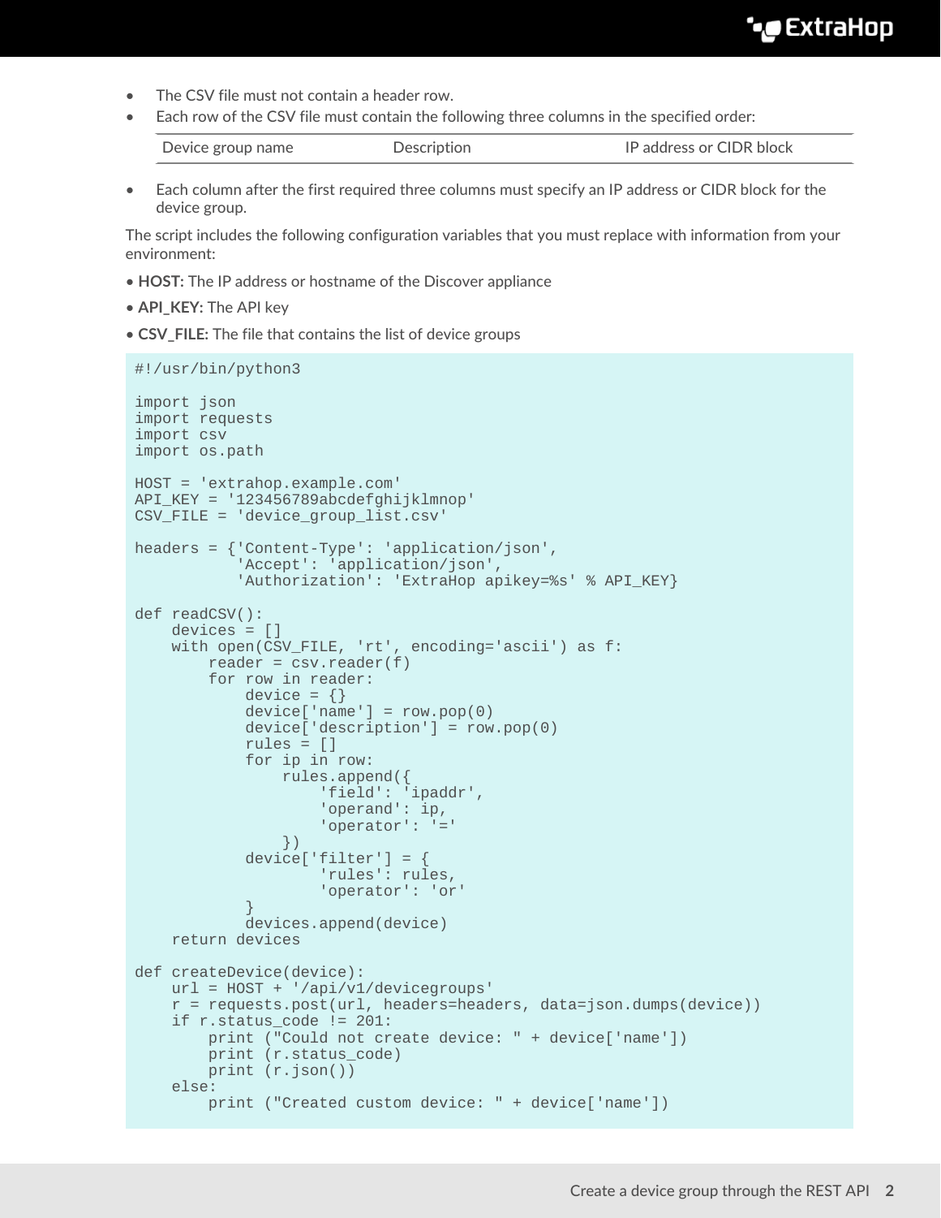- The CSV file must not contain a header row.
- Each row of the CSV file must contain the following three columns in the specified order:

| | | |
|---|---|---|
| Device group name | Description | IP address or CIDR block |

- Each column after the first required three columns must specify an IP address or CIDR block for the device group.

The script includes the following configuration variables that you must replace with information from your environment:

- **HOST:** The IP address or hostname of the Discover appliance
- **API_KEY:** The API key
- **CSV_FILE:** The file that contains the list of device groups

```
#!/usr/bin/python3

import json
import requests
import csv
import os.path

HOST = 'extrahop.example.com'
API_KEY = '123456789abcdefghijklmnop'
CSV_FILE = 'device_group_list.csv'

headers = {'Content-Type': 'application/json',
           'Accept': 'application/json',
           'Authorization': 'ExtraHop apikey=%s' % API_KEY}

def readCSV():
    devices = []
    with open(CSV_FILE, 'rt', encoding='ascii') as f:
        reader = csv.reader(f)
        for row in reader:
            device = {}
            device['name'] = row.pop(0)
            device['description'] = row.pop(0)
            rules = []
            for ip in row:
                rules.append({
                    'field': 'ipaddr',
                    'operand': ip,
                    'operator': '='
                })
            device['filter'] = {
                    'rules': rules,
                    'operator': 'or'
            }
            devices.append(device)
    return devices

def createDevice(device):
    url = HOST + '/api/v1/devicegroups'
    r = requests.post(url, headers=headers, data=json.dumps(device))
    if r.status_code != 201:
        print ("Could not create device: " + device['name'])
        print (r.status_code)
        print (r.json())
    else:
        print ("Created custom device: " + device['name'])
```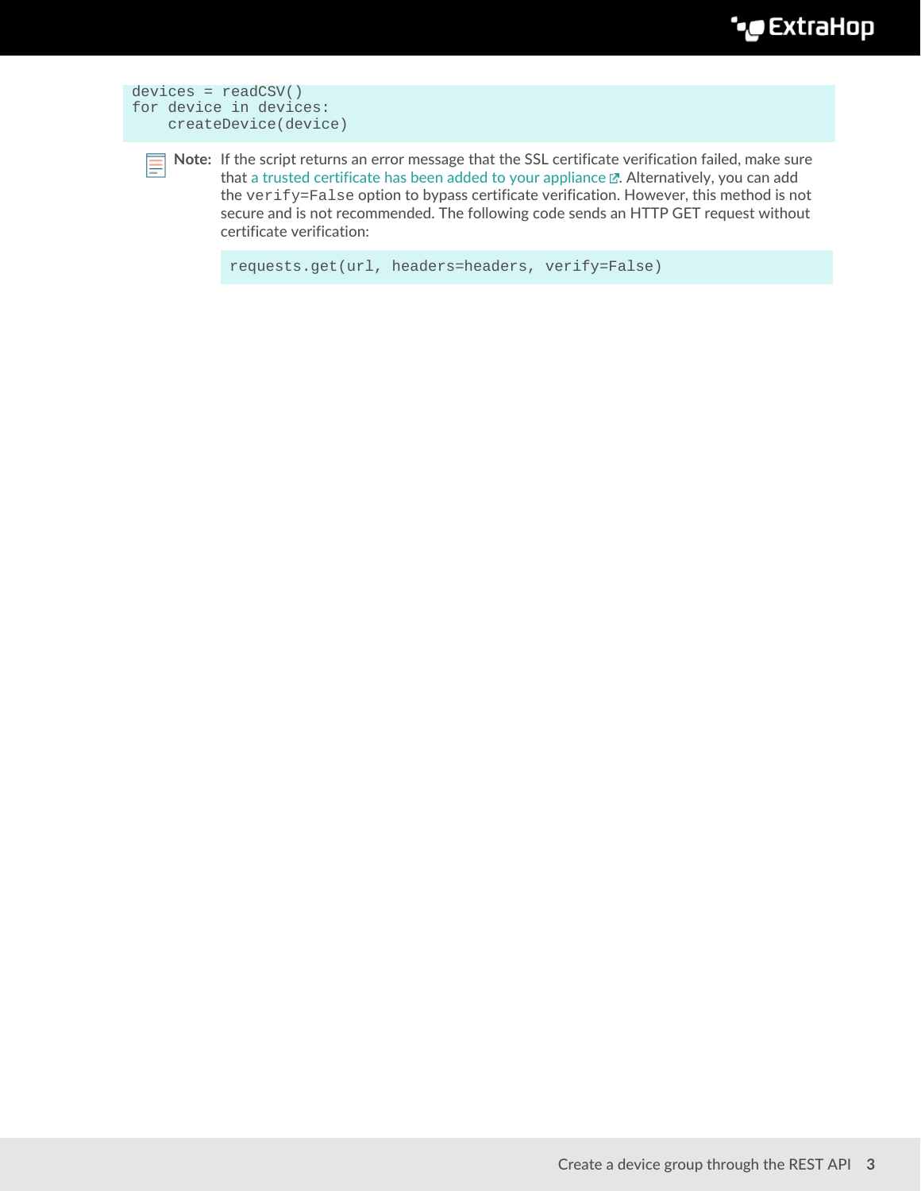```
devices = readCSV()
for device in devices:
    createDevice(device)
```

**Note:** If the script returns an error message that the SSL certificate verification failed, make sure that a trusted certificate has been added to your appliance. Alternatively, you can add the `verify=False` option to bypass certificate verification. However, this method is not secure and is not recommended. The following code sends an HTTP GET request without certificate verification:

```
requests.get(url, headers=headers, verify=False)
```